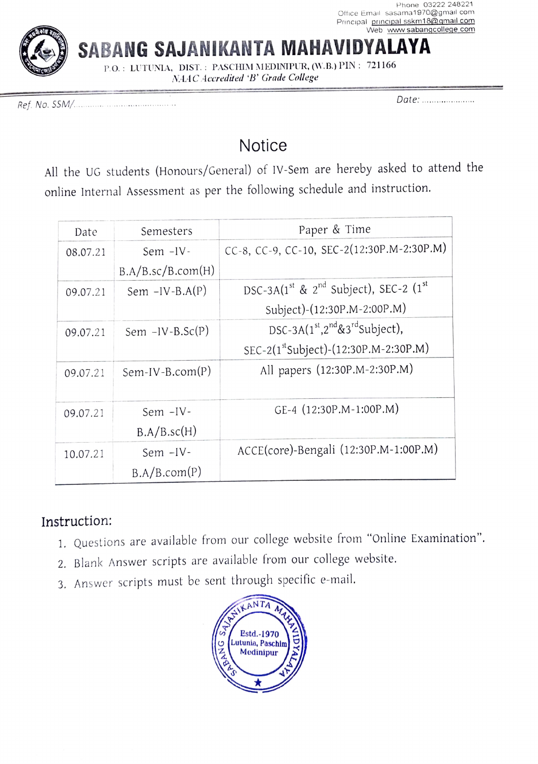Phone 03222 248221
Office Email sasama1970@gmail.com
Principal principal.sskm18@gmail.com
Web www.sabangcollege.com

# SABANG SAJANIKANTA MAHAVIDYALAYA

P.O.: LUTUNIA, DIST.: PASCHIM MEDINIPUR, (W.B.) PIN : 721166

*NAAC Accredited 'B' Grade College*

Ref. No. SSM/.................................. Date: ....................

## Notice

All the UG students (Honours/General) of IV-Sem are hereby asked to attend the online Internal Assessment as per the following schedule and instruction.

| Date | Semesters | Paper & Time |
|---|---|---|
| 08.07.21 | Sem -IV-B.A/B.sc/B.com(H) | CC-8, CC-9, CC-10, SEC-2(12:30P.M-2:30P.M) |
| 09.07.21 | Sem -IV-B.A(P) | DSC-3A(1st & 2nd Subject), SEC-2 (1st Subject)-(12:30P.M-2:00P.M) |
| 09.07.21 | Sem -IV-B.Sc(P) | DSC-3A(1st,2nd&3rdSubject), SEC-2(1stSubject)-(12:30P.M-2:30P.M) |
| 09.07.21 | Sem-IV-B.com(P) | All papers (12:30P.M-2:30P.M) |
| 09.07.21 | Sem -IV-B.A/B.sc(H) | GE-4 (12:30P.M-1:00P.M) |
| 10.07.21 | Sem -IV-B.A/B.com(P) | ACCE(core)-Bengali (12:30P.M-1:00P.M) |

### Instruction:

1. Questions are available from our college website from "Online Examination".
2. Blank Answer scripts are available from our college website.
3. Answer scripts must be sent through specific e-mail.

SAJANIKANTA MAHAVIDYALAYA SABANG Estd.-1970 Lutunia, Paschim Medinipur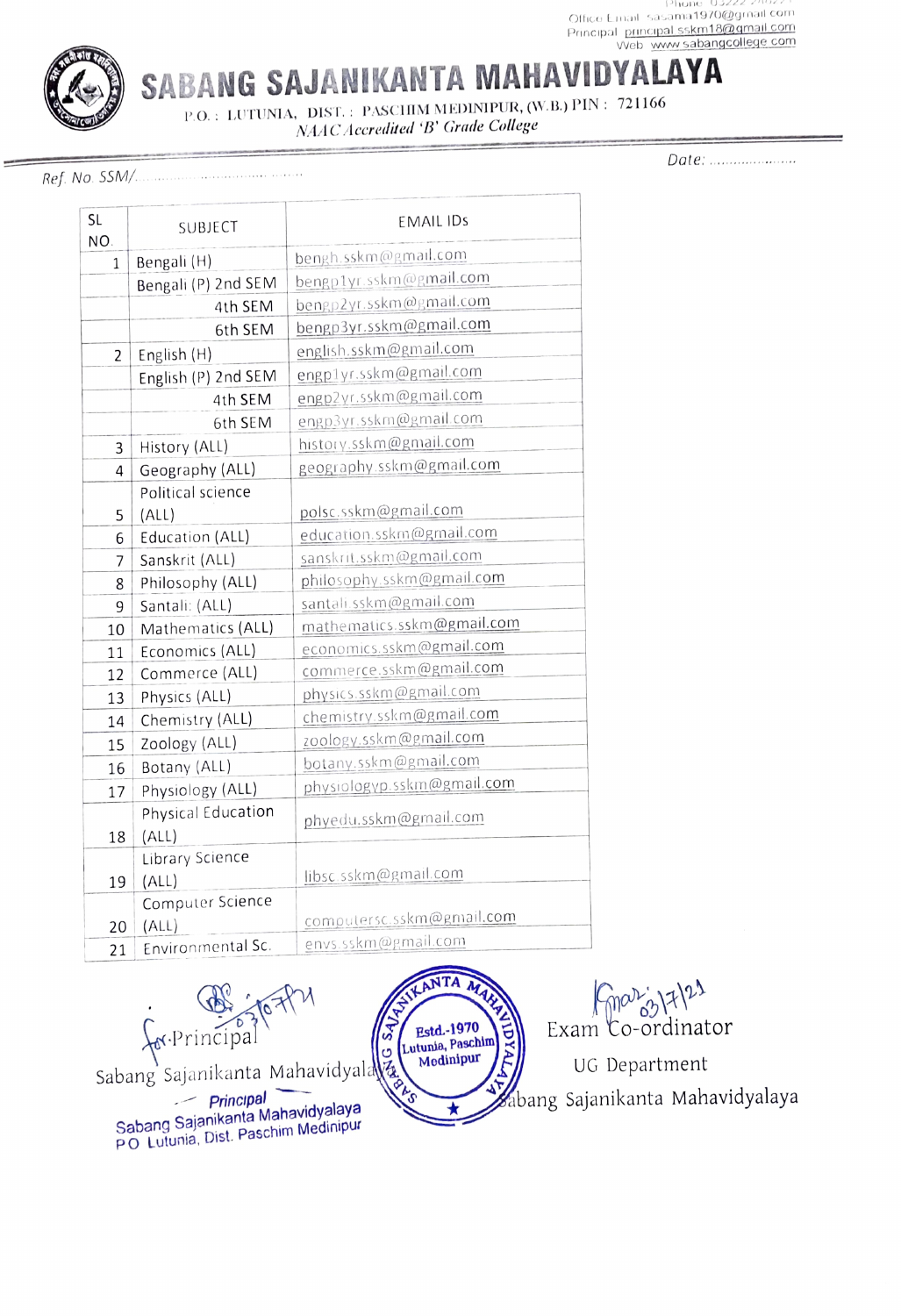Phone: 03222 ...
Office Email: sasama1970@gmail.com
Principal: principal.sskm18@gmail.com
Web: www.sabangcollege.com

# SABANG SAJANIKANTA MAHAVIDYALAYA

P.O.: LUTUNIA, DIST.: PASCHIM MEDINIPUR, (W.B.) PIN: 721166

*NAAC Accredited 'B' Grade College*

Ref. No. SSM/..........................

Date: ....................

| SL NO. | SUBJECT | EMAIL IDs |
|---|---|---|
| 1 | Bengali (H) | bengh.sskm@gmail.com |
| | Bengali (P) 2nd SEM | bengp1yr.sskm@gmail.com |
| | 4th SEM | bengp2yr.sskm@gmail.com |
| | 6th SEM | bengp3yr.sskm@gmail.com |
| 2 | English (H) | english.sskm@gmail.com |
| | English (P) 2nd SEM | engp1yr.sskm@gmail.com |
| | 4th SEM | engp2yr.sskm@gmail.com |
| | 6th SEM | engp3yr.sskm@gmail.com |
| 3 | History (ALL) | history.sskm@gmail.com |
| 4 | Geography (ALL) | geography.sskm@gmail.com |
| 5 | Political science (ALL) | polsc.sskm@gmail.com |
| 6 | Education (ALL) | education.sskm@gmail.com |
| 7 | Sanskrit (ALL) | sanskrit.sskm@gmail.com |
| 8 | Philosophy (ALL) | philosophy.sskm@gmail.com |
| 9 | Santali: (ALL) | santali.sskm@gmail.com |
| 10 | Mathematics (ALL) | mathematics.sskm@gmail.com |
| 11 | Economics (ALL) | economics.sskm@gmail.com |
| 12 | Commerce (ALL) | commerce.sskm@gmail.com |
| 13 | Physics (ALL) | physics.sskm@gmail.com |
| 14 | Chemistry (ALL) | chemistry.sskm@gmail.com |
| 15 | Zoology (ALL) | zoology.sskm@gmail.com |
| 16 | Botany (ALL) | botany.sskm@gmail.com |
| 17 | Physiology (ALL) | physiologyp.sskm@gmail.com |
| 18 | Physical Education (ALL) | phyedu.sskm@gmail.com |
| 19 | Library Science (ALL) | libsc.sskm@gmail.com |
| 20 | Computer Science (ALL) | computersc.sskm@gmail.com |
| 21 | Environmental Sc. | envs.sskm@gmail.com |

03/07/21
for Principal
Sabang Sajanikanta Mahavidyalaya

Principal
Sabang Sajanikanta Mahavidyalaya
PO Lutunia, Dist. Paschim Medinipur

SABANG SAJANIKANTA MAHAVIDYALAYA
Estd.-1970
Lutunia, Paschim Medinipur

03/7/21
Exam Co-ordinator
UG Department
Sabang Sajanikanta Mahavidyalaya